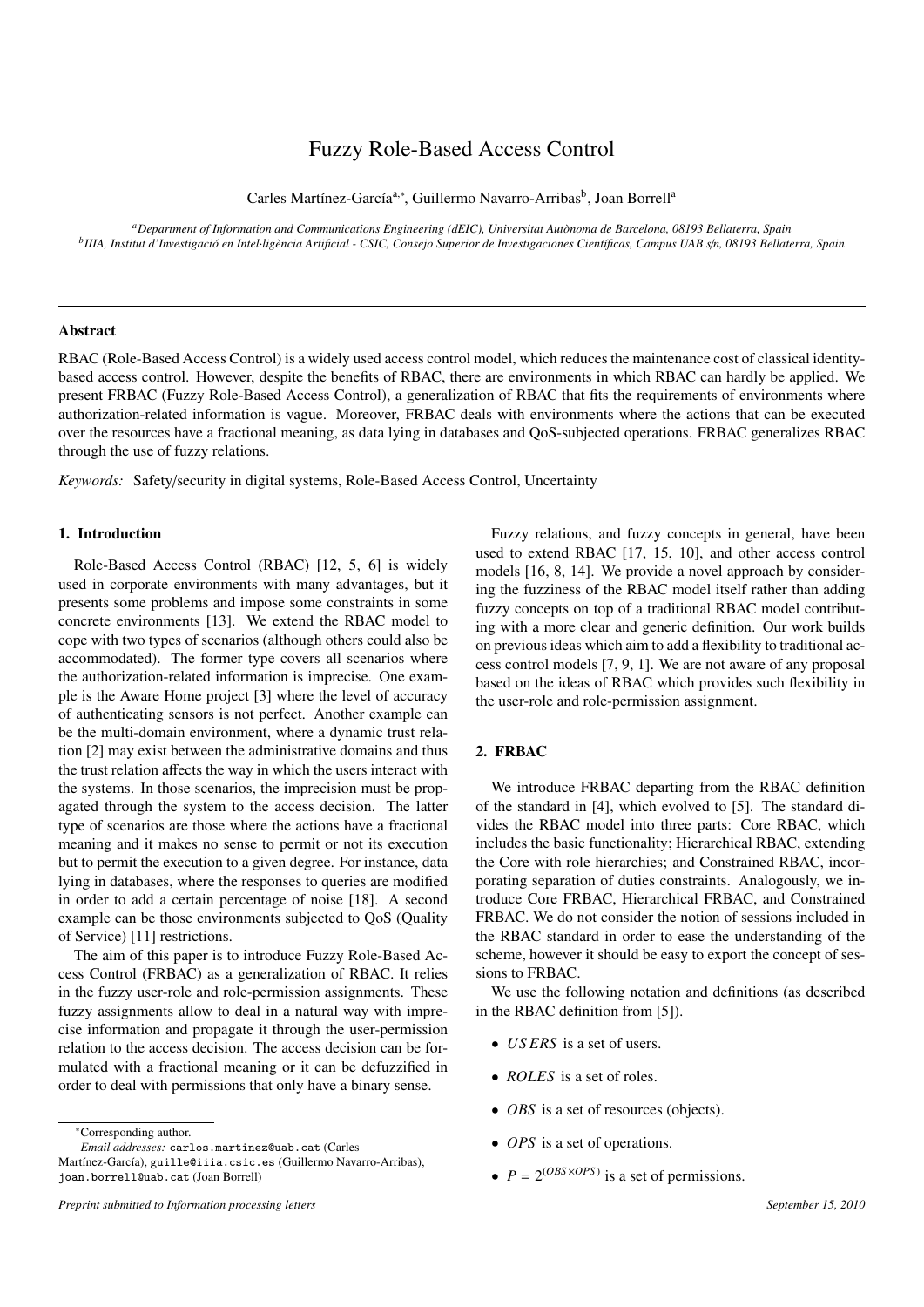# Fuzzy Role-Based Access Control

Carles Martínez-García[a,*], Guillermo Navarro-Arribas[b], Joan Borrell[a]

[a] Department of Information and Communications Engineering (dEIC), Universitat Autònoma de Barcelona, 08193 Bellaterra, Spain
[b] IIIA, Institut d'Investigació en Intel·ligència Artificial - CSIC, Consejo Superior de Investigaciones Científicas, Campus UAB s/n, 08193 Bellaterra, Spain

## Abstract

RBAC (Role-Based Access Control) is a widely used access control model, which reduces the maintenance cost of classical identity-based access control. However, despite the benefits of RBAC, there are environments in which RBAC can hardly be applied. We present FRBAC (Fuzzy Role-Based Access Control), a generalization of RBAC that fits the requirements of environments where authorization-related information is vague. Moreover, FRBAC deals with environments where the actions that can be executed over the resources have a fractional meaning, as data lying in databases and QoS-subjected operations. FRBAC generalizes RBAC through the use of fuzzy relations.

*Keywords:* Safety/security in digital systems, Role-Based Access Control, Uncertainty

## 1. Introduction

Role-Based Access Control (RBAC) [12, 5, 6] is widely used in corporate environments with many advantages, but it presents some problems and impose some constraints in some concrete environments [13]. We extend the RBAC model to cope with two types of scenarios (although others could also be accommodated). The former type covers all scenarios where the authorization-related information is imprecise. One example is the Aware Home project [3] where the level of accuracy of authenticating sensors is not perfect. Another example can be the multi-domain environment, where a dynamic trust relation [2] may exist between the administrative domains and thus the trust relation affects the way in which the users interact with the systems. In those scenarios, the imprecision must be propagated through the system to the access decision. The latter type of scenarios are those where the actions have a fractional meaning and it makes no sense to permit or not its execution but to permit the execution to a given degree. For instance, data lying in databases, where the responses to queries are modified in order to add a certain percentage of noise [18]. A second example can be those environments subjected to QoS (Quality of Service) [11] restrictions.

The aim of this paper is to introduce Fuzzy Role-Based Access Control (FRBAC) as a generalization of RBAC. It relies in the fuzzy user-role and role-permission assignments. These fuzzy assignments allow to deal in a natural way with imprecise information and propagate it through the user-permission relation to the access decision. The access decision can be formulated with a fractional meaning or it can be defuzzified in order to deal with permissions that only have a binary sense.

Fuzzy relations, and fuzzy concepts in general, have been used to extend RBAC [17, 15, 10], and other access control models [16, 8, 14]. We provide a novel approach by considering the fuzziness of the RBAC model itself rather than adding fuzzy concepts on top of a traditional RBAC model contributing with a more clear and generic definition. Our work builds on previous ideas which aim to add a flexibility to traditional access control models [7, 9, 1]. We are not aware of any proposal based on the ideas of RBAC which provides such flexibility in the user-role and role-permission assignment.

## 2. FRBAC

We introduce FRBAC departing from the RBAC definition of the standard in [4], which evolved to [5]. The standard divides the RBAC model into three parts: Core RBAC, which includes the basic functionality; Hierarchical RBAC, extending the Core with role hierarchies; and Constrained RBAC, incorporating separation of duties constraints. Analogously, we introduce Core FRBAC, Hierarchical FRBAC, and Constrained FRBAC. We do not consider the notion of sessions included in the RBAC standard in order to ease the understanding of the scheme, however it should be easy to export the concept of sessions to FRBAC.

We use the following notation and definitions (as described in the RBAC definition from [5]).

- $USERS$ is a set of users.
- $ROLES$ is a set of roles.
- $OBS$ is a set of resources (objects).
- $OPS$ is a set of operations.
- $P = 2^{(OBS \times OPS)}$ is a set of permissions.

*Corresponding author.
*Email addresses:* carlos.martinez@uab.cat (Carles Martínez-García), guille@iiia.csic.es (Guillermo Navarro-Arribas), joan.borrell@uab.cat (Joan Borrell)

*Preprint submitted to Information processing letters* *September 15, 2010*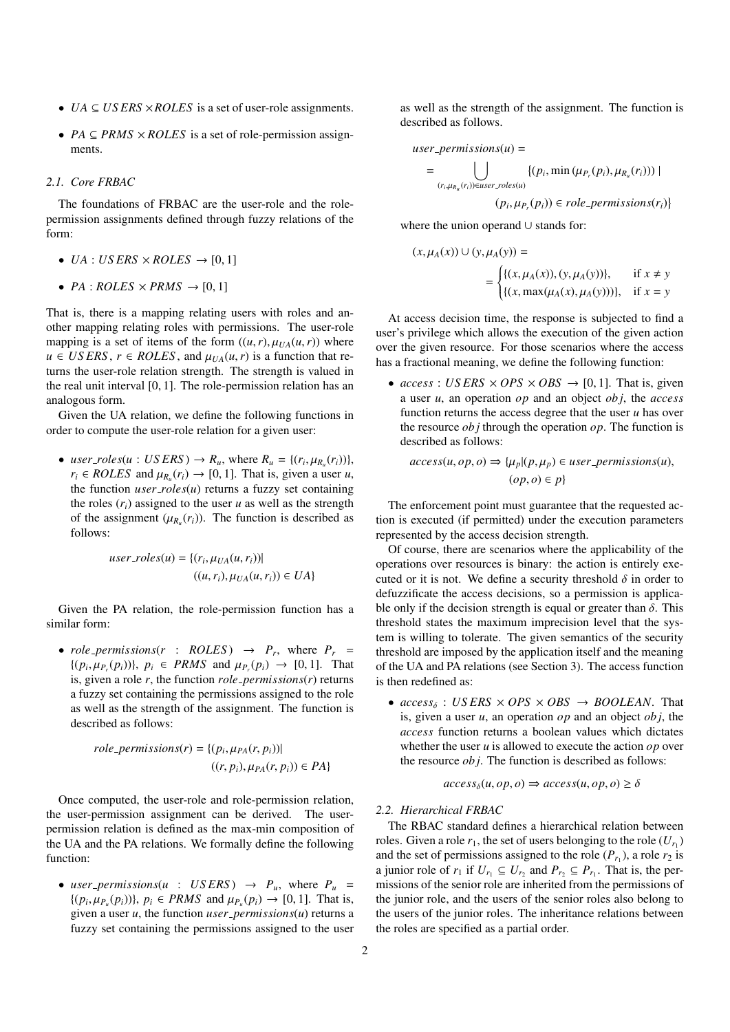- $UA \subseteq USERS \times ROLES$ is a set of user-role assignments.
- $PA \subseteq PRMS \times ROLES$ is a set of role-permission assignments.

### 2.1. Core FRBAC

The foundations of FRBAC are the user-role and the role-permission assignments defined through fuzzy relations of the form:

- $UA : USERS \times ROLES \rightarrow [0, 1]$
- $PA : ROLES \times PRMS \rightarrow [0, 1]$

That is, there is a mapping relating users with roles and another mapping relating roles with permissions. The user-role mapping is a set of items of the form $((u, r), \mu_{UA}(u, r))$ where $u \in USERS$, $r \in ROLES$, and $\mu_{UA}(u, r)$ is a function that returns the user-role relation strength. The strength is valued in the real unit interval $[0, 1]$. The role-permission relation has an analogous form.

Given the UA relation, we define the following functions in order to compute the user-role relation for a given user:

- $user\_roles(u : USERS) \rightarrow R_u$, where $R_u = \{(r_i, \mu_{R_u}(r_i))\}$, $r_i \in ROLES$ and $\mu_{R_u}(r_i) \rightarrow [0, 1]$. That is, given a user $u$, the function $user\_roles(u)$ returns a fuzzy set containing the roles $(r_i)$ assigned to the user $u$ as well as the strength of the assignment $(\mu_{R_u}(r_i))$. The function is described as follows:

$$user\_roles(u) = \{(r_i, \mu_{UA}(u, r_i)) | ((u, r_i), \mu_{UA}(u, r_i)) \in UA\}$$

Given the PA relation, the role-permission function has a similar form:

- $role\_permissions(r : ROLES) \rightarrow P_r$, where $P_r = \{(p_i, \mu_{P_r}(p_i))\}$, $p_i \in PRMS$ and $\mu_{P_r}(p_i) \rightarrow [0, 1]$. That is, given a role $r$, the function $role\_permissions(r)$ returns a fuzzy set containing the permissions assigned to the role as well as the strength of the assignment. The function is described as follows:

$$role\_permissions(r) = \{(p_i, \mu_{PA}(r, p_i)) | ((r, p_i), \mu_{PA}(r, p_i)) \in PA\}$$

Once computed, the user-role and role-permission relation, the user-permission assignment can be derived. The user-permission relation is defined as the max-min composition of the UA and the PA relations. We formally define the following function:

- $user\_permissions(u : USERS) \rightarrow P_u$, where $P_u = \{(p_i, \mu_{P_u}(p_i))\}$, $p_i \in PRMS$ and $\mu_{P_u}(p_i) \rightarrow [0, 1]$. That is, given a user $u$, the function $user\_permissions(u)$ returns a fuzzy set containing the permissions assigned to the user as well as the strength of the assignment. The function is described as follows.

$$user\_permissions(u) = \bigcup_{(r_i, \mu_{R_u}(r_i)) \in user\_roles(u)} \{(p_i, \min(\mu_{P_r}(p_i), \mu_{R_u}(r_i))) \mid (p_i, \mu_{P_r}(p_i)) \in role\_permissions(r_i)\}$$

where the union operand $\cup$ stands for:

$$(x, \mu_A(x)) \cup (y, \mu_A(y)) = \begin{cases} \{(x, \mu_A(x)), (y, \mu_A(y))\}, & \text{if } x \neq y \\ \{(x, \max(\mu_A(x), \mu_A(y)))\}, & \text{if } x = y \end{cases}$$

At access decision time, the response is subjected to find a user's privilege which allows the execution of the given action over the given resource. For those scenarios where the access has a fractional meaning, we define the following function:

- $access : USERS \times OPS \times OBS \rightarrow [0, 1]$. That is, given a user $u$, an operation $op$ and an object $obj$, the $access$ function returns the access degree that the user $u$ has over the resource $obj$ through the operation $op$. The function is described as follows:

$$access(u, op, o) \Rightarrow \{\mu_p | (p, \mu_p) \in user\_permissions(u), (op, o) \in p\}$$

The enforcement point must guarantee that the requested action is executed (if permitted) under the execution parameters represented by the access decision strength.

Of course, there are scenarios where the applicability of the operations over resources is binary: the action is entirely executed or it is not. We define a security threshold $\delta$ in order to defuzzificate the access decisions, so a permission is applicable only if the decision strength is equal or greater than $\delta$. This threshold states the maximum imprecision level that the system is willing to tolerate. The given semantics of the security threshold are imposed by the application itself and the meaning of the UA and PA relations (see Section 3). The access function is then redefined as:

- $access_\delta : USERS \times OPS \times OBS \rightarrow BOOLEAN$. That is, given a user $u$, an operation $op$ and an object $obj$, the $access$ function returns a boolean values which dictates whether the user $u$ is allowed to execute the action $op$ over the resource $obj$. The function is described as follows:

$$access_\delta(u, op, o) \Rightarrow access(u, op, o) \geq \delta$$

### 2.2. Hierarchical FRBAC

The RBAC standard defines a hierarchical relation between roles. Given a role $r_1$, the set of users belonging to the role $(U_{r_1})$ and the set of permissions assigned to the role $(P_{r_1})$, a role $r_2$ is a junior role of $r_1$ if $U_{r_1} \subseteq U_{r_2}$ and $P_{r_2} \subseteq P_{r_1}$. That is, the permissions of the senior role are inherited from the permissions of the junior role, and the users of the senior roles also belong to the users of the junior roles. The inheritance relations between the roles are specified as a partial order.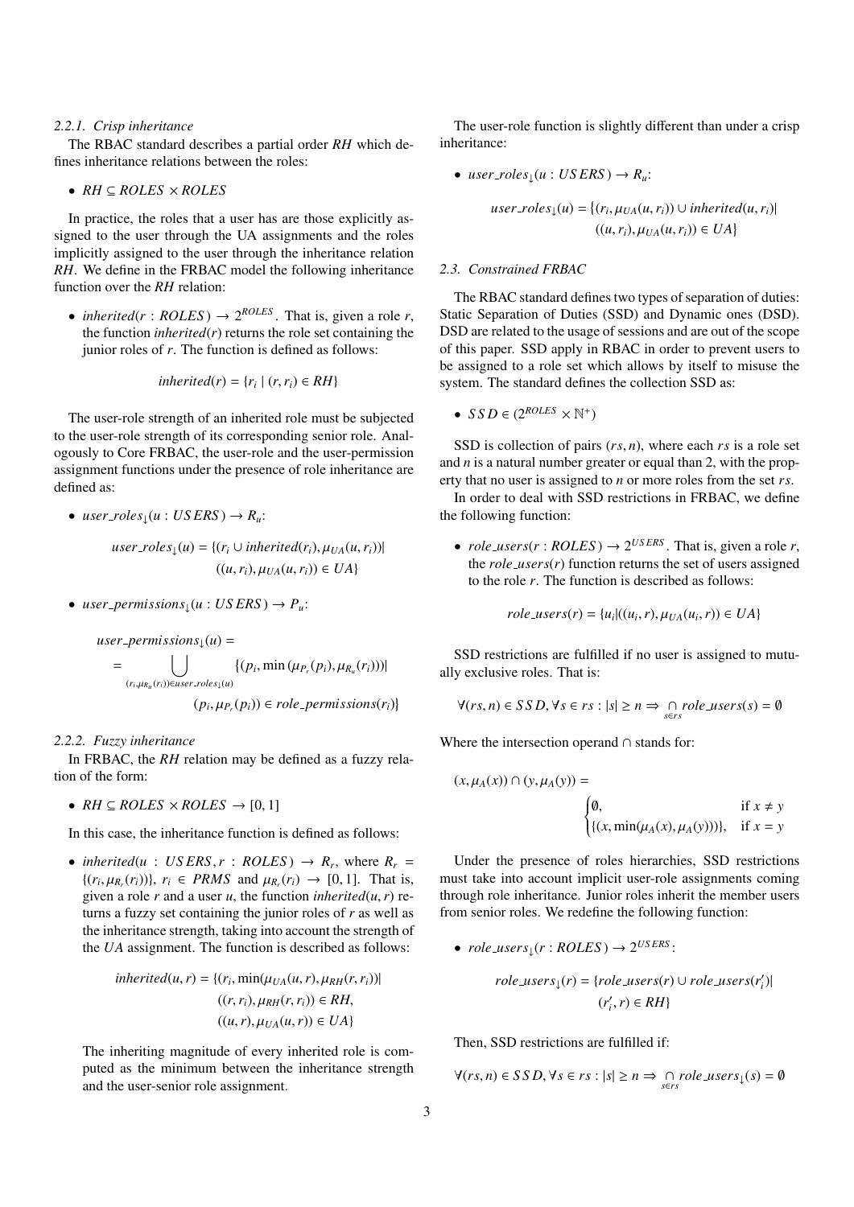#### 2.2.1. Crisp inheritance

The RBAC standard describes a partial order $RH$ which defines inheritance relations between the roles:

- $RH \subseteq ROLES \times ROLES$

In practice, the roles that a user has are those explicitly assigned to the user through the UA assignments and the roles implicitly assigned to the user through the inheritance relation $RH$. We define in the FRBAC model the following inheritance function over the $RH$ relation:

- $inherited(r : ROLES) \rightarrow 2^{ROLES}$. That is, given a role $r$, the function $inherited(r)$ returns the role set containing the junior roles of $r$. The function is defined as follows:

$$inherited(r) = \{r_i \mid (r, r_i) \in RH\}$$

The user-role strength of an inherited role must be subjected to the user-role strength of its corresponding senior role. Analogously to Core FRBAC, the user-role and the user-permission assignment functions under the presence of role inheritance are defined as:

- $user\_roles_{\downarrow}(u : USERS) \rightarrow R_u$:

$$user\_roles_{\downarrow}(u) = \{(r_i \cup inherited(r_i), \mu_{UA}(u, r_i)) | ((u, r_i), \mu_{UA}(u, r_i)) \in UA\}$$

- $user\_permissions_{\downarrow}(u : USERS) \rightarrow P_u$:

$$user\_permissions_{\downarrow}(u) = \bigcup_{(r_i, \mu_{R_u}(r_i)) \in user\_roles_{\downarrow}(u)} \{(p_i, \min(\mu_{P_r}(p_i), \mu_{R_u}(r_i))) | (p_i, \mu_{P_r}(p_i)) \in role\_permissions(r_i)\}$$

#### 2.2.2. Fuzzy inheritance

In FRBAC, the $RH$ relation may be defined as a fuzzy relation of the form:

- $RH \subseteq ROLES \times ROLES \rightarrow [0, 1]$

In this case, the inheritance function is defined as follows:

- $inherited(u : USERS, r : ROLES) \rightarrow R_r$, where $R_r = \{(r_i, \mu_{R_r}(r_i))\}$, $r_i \in PRMS$ and $\mu_{R_r}(r_i) \rightarrow [0, 1]$. That is, given a role $r$ and a user $u$, the function $inherited(u, r)$ returns a fuzzy set containing the junior roles of $r$ as well as the inheritance strength, taking into account the strength of the $UA$ assignment. The function is described as follows:

$$inherited(u, r) = \{(r_i, \min(\mu_{UA}(u, r), \mu_{RH}(r, r_i)) | ((r, r_i), \mu_{RH}(r, r_i)) \in RH, ((u, r), \mu_{UA}(u, r)) \in UA\}$$

The inheriting magnitude of every inherited role is computed as the minimum between the inheritance strength and the user-senior role assignment.

The user-role function is slightly different than under a crisp inheritance:

- $user\_roles_{\downarrow}(u : USERS) \rightarrow R_u$:

$$user\_roles_{\downarrow}(u) = \{(r_i, \mu_{UA}(u, r_i)) \cup inherited(u, r_i) | ((u, r_i), \mu_{UA}(u, r_i)) \in UA\}$$

### 2.3. Constrained FRBAC

The RBAC standard defines two types of separation of duties: Static Separation of Duties (SSD) and Dynamic ones (DSD). DSD are related to the usage of sessions and are out of the scope of this paper. SSD apply in RBAC in order to prevent users to be assigned to a role set which allows by itself to misuse the system. The standard defines the collection SSD as:

- $SSD \in (2^{ROLES} \times \mathbb{N}^{+})$

SSD is collection of pairs $(rs, n)$, where each $rs$ is a role set and $n$ is a natural number greater or equal than 2, with the property that no user is assigned to $n$ or more roles from the set $rs$.

In order to deal with SSD restrictions in FRBAC, we define the following function:

- $role\_users(r : ROLES) \rightarrow 2^{USERS}$. That is, given a role $r$, the $role\_users(r)$ function returns the set of users assigned to the role $r$. The function is described as follows:

$$role\_users(r) = \{u_i | ((u_i, r), \mu_{UA}(u_i, r)) \in UA\}$$

SSD restrictions are fulfilled if no user is assigned to mutually exclusive roles. That is:

$$\forall (rs, n) \in SSD, \forall s \in rs : |s| \geq n \Rightarrow \bigcap_{s \in rs} role\_users(s) = \emptyset$$

Where the intersection operand $\cap$ stands for:

$$(x, \mu_A(x)) \cap (y, \mu_A(y)) = \begin{cases} \emptyset, & \text{if } x \neq y \\ \{(x, \min(\mu_A(x), \mu_A(y)))\}, & \text{if } x = y \end{cases}$$

Under the presence of roles hierarchies, SSD restrictions must take into account implicit user-role assignments coming through role inheritance. Junior roles inherit the member users from senior roles. We redefine the following function:

- $role\_users_{\downarrow}(r : ROLES) \rightarrow 2^{USERS}$:

$$role\_users_{\downarrow}(r) = \{role\_users(r) \cup role\_users(r_i') | (r_i', r) \in RH\}$$

Then, SSD restrictions are fulfilled if:

$$\forall (rs, n) \in SSD, \forall s \in rs : |s| \geq n \Rightarrow \bigcap_{s \in rs} role\_users_{\downarrow}(s) = \emptyset$$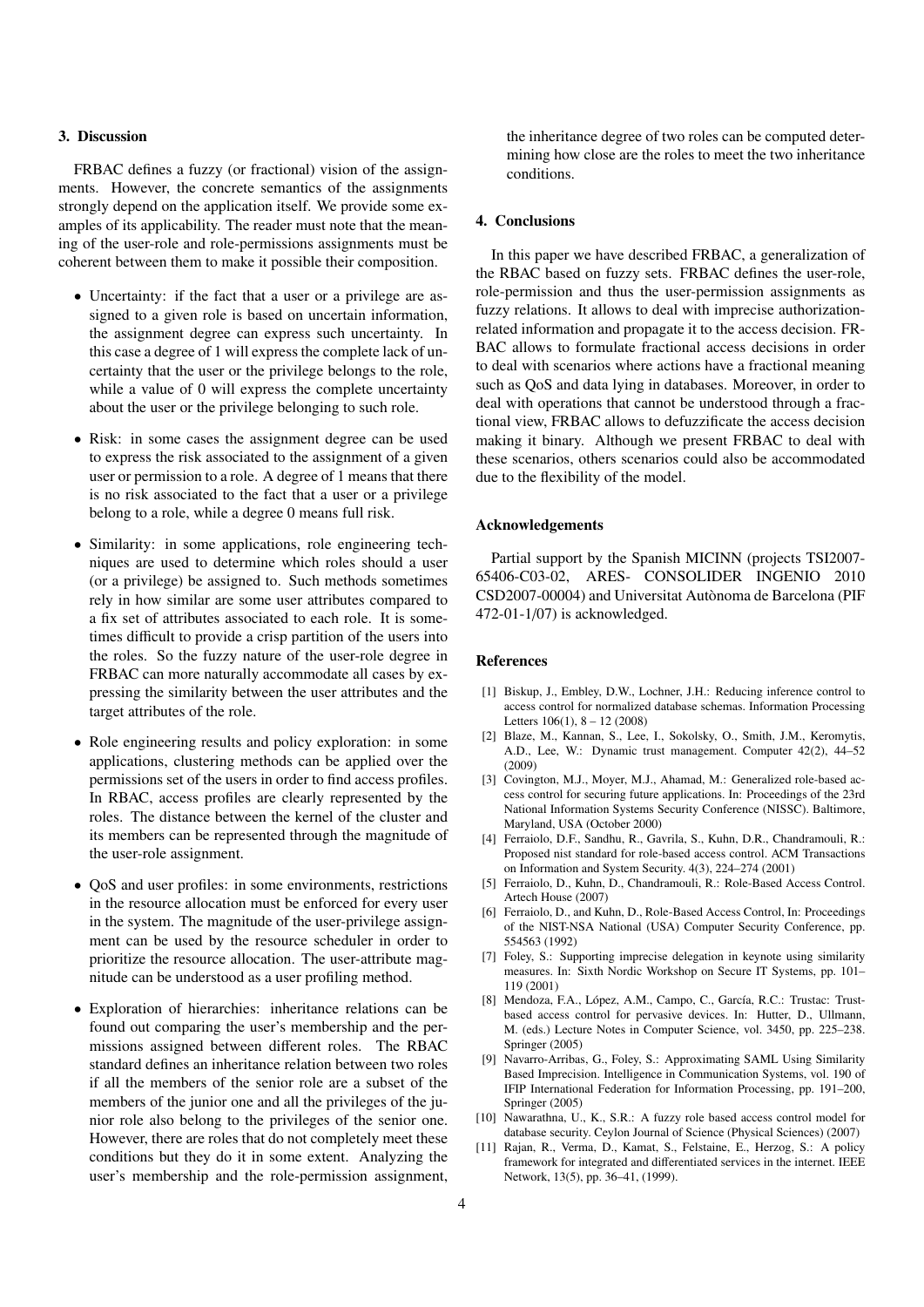## 3. Discussion

FRBAC defines a fuzzy (or fractional) vision of the assignments. However, the concrete semantics of the assignments strongly depend on the application itself. We provide some examples of its applicability. The reader must note that the meaning of the user-role and role-permissions assignments must be coherent between them to make it possible their composition.

- Uncertainty: if the fact that a user or a privilege are assigned to a given role is based on uncertain information, the assignment degree can express such uncertainty. In this case a degree of 1 will express the complete lack of uncertainty that the user or the privilege belongs to the role, while a value of 0 will express the complete uncertainty about the user or the privilege belonging to such role.
- Risk: in some cases the assignment degree can be used to express the risk associated to the assignment of a given user or permission to a role. A degree of 1 means that there is no risk associated to the fact that a user or a privilege belong to a role, while a degree 0 means full risk.
- Similarity: in some applications, role engineering techniques are used to determine which roles should a user (or a privilege) be assigned to. Such methods sometimes rely in how similar are some user attributes compared to a fix set of attributes associated to each role. It is sometimes difficult to provide a crisp partition of the users into the roles. So the fuzzy nature of the user-role degree in FRBAC can more naturally accommodate all cases by expressing the similarity between the user attributes and the target attributes of the role.
- Role engineering results and policy exploration: in some applications, clustering methods can be applied over the permissions set of the users in order to find access profiles. In RBAC, access profiles are clearly represented by the roles. The distance between the kernel of the cluster and its members can be represented through the magnitude of the user-role assignment.
- QoS and user profiles: in some environments, restrictions in the resource allocation must be enforced for every user in the system. The magnitude of the user-privilege assignment can be used by the resource scheduler in order to prioritize the resource allocation. The user-attribute magnitude can be understood as a user profiling method.
- Exploration of hierarchies: inheritance relations can be found out comparing the user's membership and the permissions assigned between different roles. The RBAC standard defines an inheritance relation between two roles if all the members of the senior role are a subset of the members of the junior one and all the privileges of the junior role also belong to the privileges of the senior one. However, there are roles that do not completely meet these conditions but they do it in some extent. Analyzing the user's membership and the role-permission assignment, the inheritance degree of two roles can be computed determining how close are the roles to meet the two inheritance conditions.

## 4. Conclusions

In this paper we have described FRBAC, a generalization of the RBAC based on fuzzy sets. FRBAC defines the user-role, role-permission and thus the user-permission assignments as fuzzy relations. It allows to deal with imprecise authorization-related information and propagate it to the access decision. FRBAC allows to formulate fractional access decisions in order to deal with scenarios where actions have a fractional meaning such as QoS and data lying in databases. Moreover, in order to deal with operations that cannot be understood through a fractional view, FRBAC allows to defuzzificate the access decision making it binary. Although we present FRBAC to deal with these scenarios, others scenarios could also be accommodated due to the flexibility of the model.

## Acknowledgements

Partial support by the Spanish MICINN (projects TSI2007-65406-C03-02, ARES- CONSOLIDER INGENIO 2010 CSD2007-00004) and Universitat Autònoma de Barcelona (PIF 472-01-1/07) is acknowledged.

## References

[1] Biskup, J., Embley, D.W., Lochner, J.H.: Reducing inference control to access control for normalized database schemas. Information Processing Letters 106(1), 8 – 12 (2008)

[2] Blaze, M., Kannan, S., Lee, I., Sokolsky, O., Smith, J.M., Keromytis, A.D., Lee, W.: Dynamic trust management. Computer 42(2), 44–52 (2009)

[3] Covington, M.J., Moyer, M.J., Ahamad, M.: Generalized role-based access control for securing future applications. In: Proceedings of the 23rd National Information Systems Security Conference (NISSC). Baltimore, Maryland, USA (October 2000)

[4] Ferraiolo, D.F., Sandhu, R., Gavrila, S., Kuhn, D.R., Chandramouli, R.: Proposed nist standard for role-based access control. ACM Transactions on Information and System Security. 4(3), 224–274 (2001)

[5] Ferraiolo, D., Kuhn, D., Chandramouli, R.: Role-Based Access Control. Artech House (2007)

[6] Ferraiolo, D., and Kuhn, D., Role-Based Access Control, In: Proceedings of the NIST-NSA National (USA) Computer Security Conference, pp. 554563 (1992)

[7] Foley, S.: Supporting imprecise delegation in keynote using similarity measures. In: Sixth Nordic Workshop on Secure IT Systems, pp. 101–119 (2001)

[8] Mendoza, F.A., López, A.M., Campo, C., García, R.C.: Trustac: Trust-based access control for pervasive devices. In: Hutter, D., Ullmann, M. (eds.) Lecture Notes in Computer Science, vol. 3450, pp. 225–238. Springer (2005)

[9] Navarro-Arribas, G., Foley, S.: Approximating SAML Using Similarity Based Imprecision. Intelligence in Communication Systems, vol. 190 of IFIP International Federation for Information Processing, pp. 191–200, Springer (2005)

[10] Nawarathna, U., K., S.R.: A fuzzy role based access control model for database security. Ceylon Journal of Science (Physical Sciences) (2007)

[11] Rajan, R., Verma, D., Kamat, S., Felstaine, E., Herzog, S.: A policy framework for integrated and differentiated services in the internet. IEEE Network, 13(5), pp. 36–41, (1999).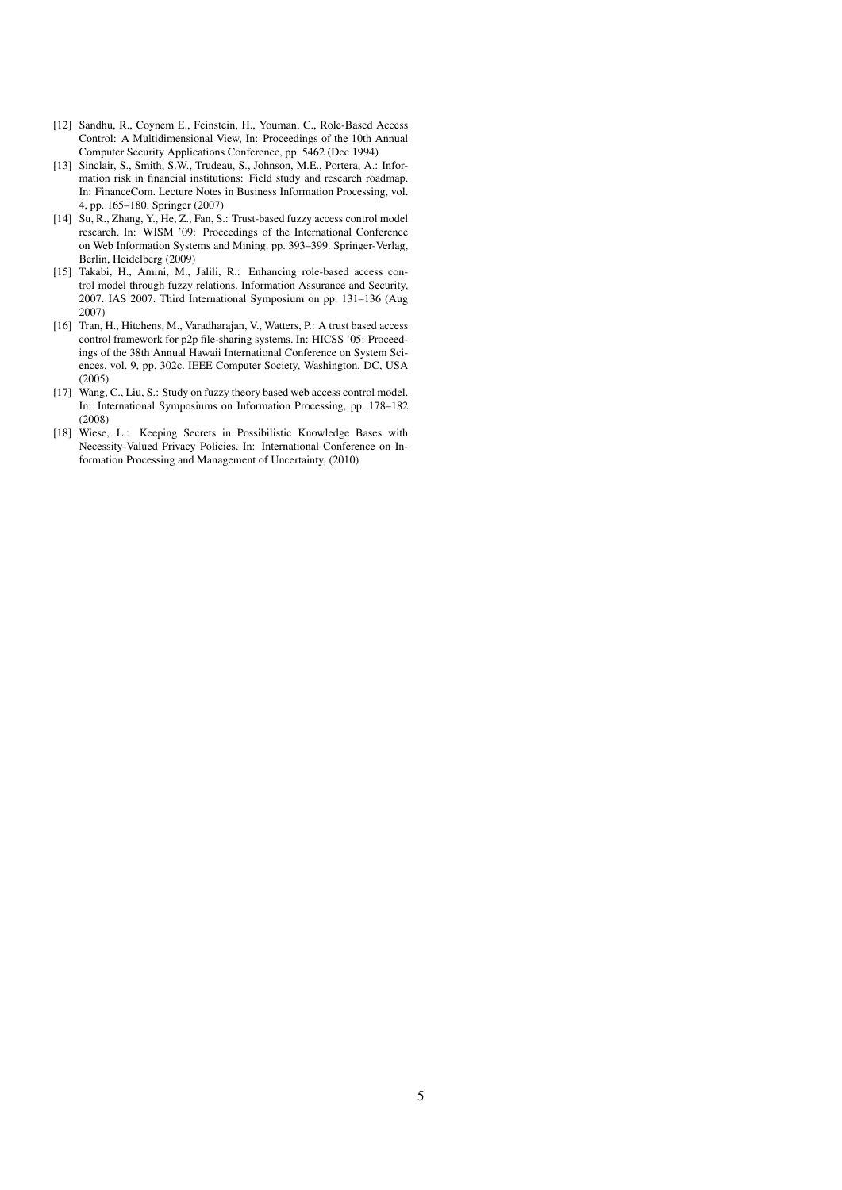[12] Sandhu, R., Coynem E., Feinstein, H., Youman, C., Role-Based Access Control: A Multidimensional View, In: Proceedings of the 10th Annual Computer Security Applications Conference, pp. 5462 (Dec 1994)

[13] Sinclair, S., Smith, S.W., Trudeau, S., Johnson, M.E., Portera, A.: Information risk in financial institutions: Field study and research roadmap. In: FinanceCom. Lecture Notes in Business Information Processing, vol. 4, pp. 165–180. Springer (2007)

[14] Su, R., Zhang, Y., He, Z., Fan, S.: Trust-based fuzzy access control model research. In: WISM '09: Proceedings of the International Conference on Web Information Systems and Mining. pp. 393–399. Springer-Verlag, Berlin, Heidelberg (2009)

[15] Takabi, H., Amini, M., Jalili, R.: Enhancing role-based access control model through fuzzy relations. Information Assurance and Security, 2007. IAS 2007. Third International Symposium on pp. 131–136 (Aug 2007)

[16] Tran, H., Hitchens, M., Varadharajan, V., Watters, P.: A trust based access control framework for p2p file-sharing systems. In: HICSS '05: Proceedings of the 38th Annual Hawaii International Conference on System Sciences. vol. 9, pp. 302c. IEEE Computer Society, Washington, DC, USA (2005)

[17] Wang, C., Liu, S.: Study on fuzzy theory based web access control model. In: International Symposiums on Information Processing, pp. 178–182 (2008)

[18] Wiese, L.: Keeping Secrets in Possibilistic Knowledge Bases with Necessity-Valued Privacy Policies. In: International Conference on Information Processing and Management of Uncertainty, (2010)